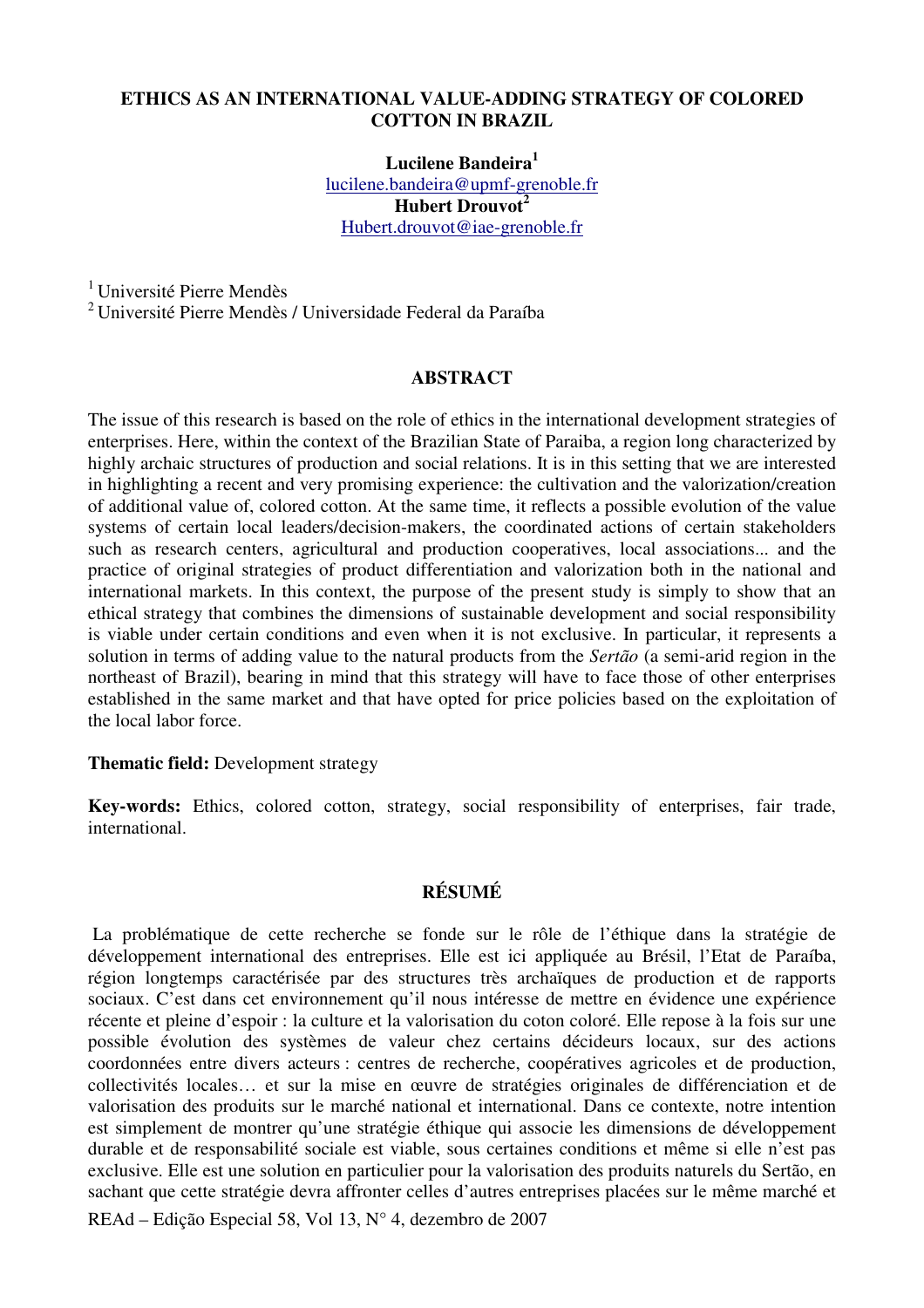# ETHICS AS AN INTERNATIONAL VALUE-ADDING STRATEGY OF COLORED COTTON IN BRAZIL

**Lucilene Bandeira**[1]
lucilene.bandeira@upmf-grenoble.fr
**Hubert Drouvot**[2]
Hubert.drouvot@iae-grenoble.fr

[1] Université Pierre Mendès
[2] Université Pierre Mendès / Universidade Federal da Paraíba

## ABSTRACT

The issue of this research is based on the role of ethics in the international development strategies of enterprises. Here, within the context of the Brazilian State of Paraiba, a region long characterized by highly archaic structures of production and social relations. It is in this setting that we are interested in highlighting a recent and very promising experience: the cultivation and the valorization/creation of additional value of, colored cotton. At the same time, it reflects a possible evolution of the value systems of certain local leaders/decision-makers, the coordinated actions of certain stakeholders such as research centers, agricultural and production cooperatives, local associations... and the practice of original strategies of product differentiation and valorization both in the national and international markets. In this context, the purpose of the present study is simply to show that an ethical strategy that combines the dimensions of sustainable development and social responsibility is viable under certain conditions and even when it is not exclusive. In particular, it represents a solution in terms of adding value to the natural products from the *Sertão* (a semi-arid region in the northeast of Brazil), bearing in mind that this strategy will have to face those of other enterprises established in the same market and that have opted for price policies based on the exploitation of the local labor force.

**Thematic field:** Development strategy

**Key-words:** Ethics, colored cotton, strategy, social responsibility of enterprises, fair trade, international.

## RÉSUMÉ

La problématique de cette recherche se fonde sur le rôle de l'éthique dans la stratégie de développement international des entreprises. Elle est ici appliquée au Brésil, l'Etat de Paraíba, région longtemps caractérisée par des structures très archaïques de production et de rapports sociaux. C'est dans cet environnement qu'il nous intéresse de mettre en évidence une expérience récente et pleine d'espoir : la culture et la valorisation du coton coloré. Elle repose à la fois sur une possible évolution des systèmes de valeur chez certains décideurs locaux, sur des actions coordonnées entre divers acteurs : centres de recherche, coopératives agricoles et de production, collectivités locales… et sur la mise en œuvre de stratégies originales de différenciation et de valorisation des produits sur le marché national et international. Dans ce contexte, notre intention est simplement de montrer qu'une stratégie éthique qui associe les dimensions de développement durable et de responsabilité sociale est viable, sous certaines conditions et même si elle n'est pas exclusive. Elle est une solution en particulier pour la valorisation des produits naturels du Sertão, en sachant que cette stratégie devra affronter celles d'autres entreprises placées sur le même marché et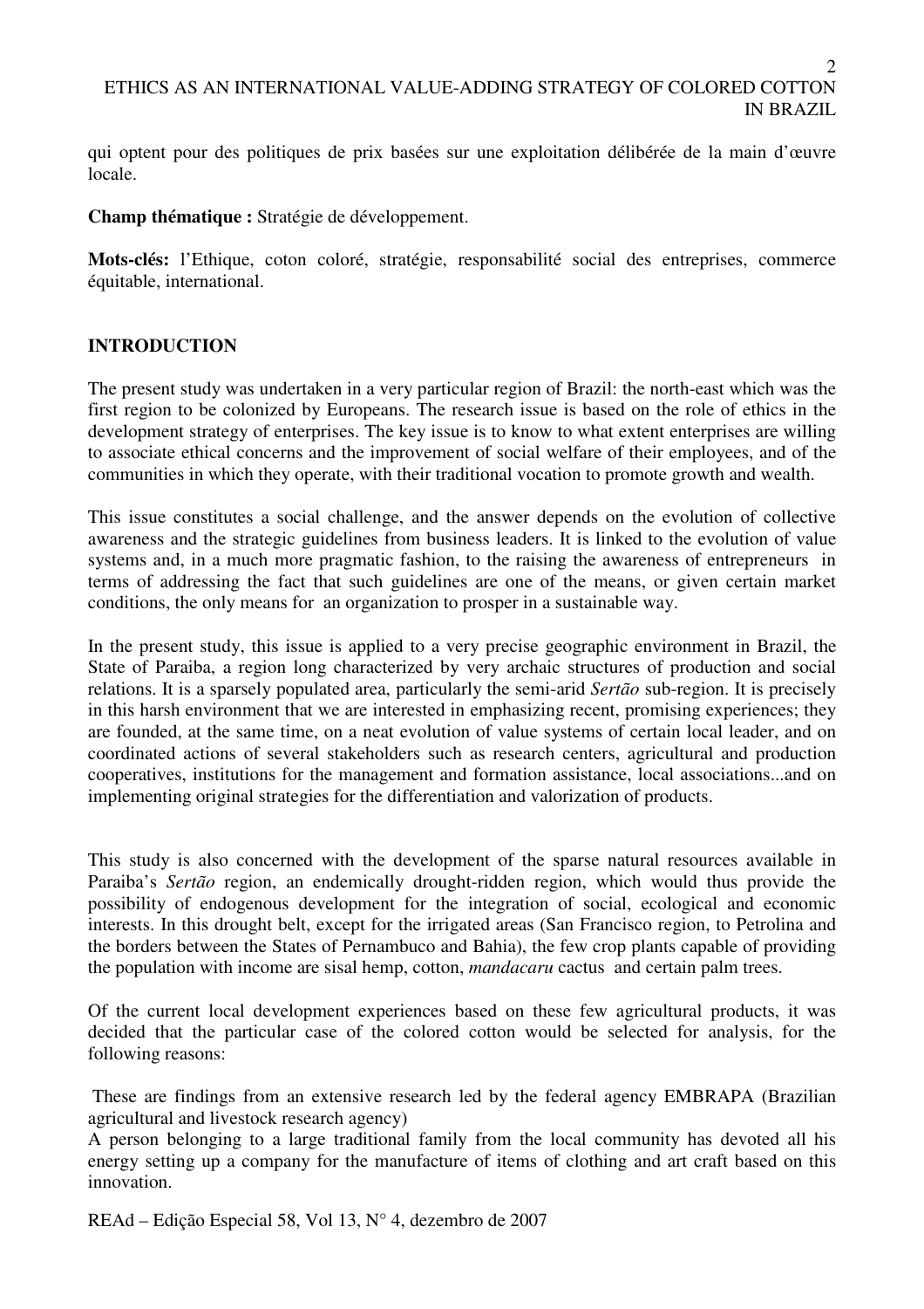qui optent pour des politiques de prix basées sur une exploitation délibérée de la main d'œuvre locale.

**Champ thématique :** Stratégie de développement.

**Mots-clés:** l'Ethique, coton coloré, stratégie, responsabilité social des entreprises, commerce équitable, international.

## INTRODUCTION

The present study was undertaken in a very particular region of Brazil: the north-east which was the first region to be colonized by Europeans. The research issue is based on the role of ethics in the development strategy of enterprises. The key issue is to know to what extent enterprises are willing to associate ethical concerns and the improvement of social welfare of their employees, and of the communities in which they operate, with their traditional vocation to promote growth and wealth.

This issue constitutes a social challenge, and the answer depends on the evolution of collective awareness and the strategic guidelines from business leaders. It is linked to the evolution of value systems and, in a much more pragmatic fashion, to the raising the awareness of entrepreneurs in terms of addressing the fact that such guidelines are one of the means, or given certain market conditions, the only means for an organization to prosper in a sustainable way.

In the present study, this issue is applied to a very precise geographic environment in Brazil, the State of Paraiba, a region long characterized by very archaic structures of production and social relations. It is a sparsely populated area, particularly the semi-arid *Sertão* sub-region. It is precisely in this harsh environment that we are interested in emphasizing recent, promising experiences; they are founded, at the same time, on a neat evolution of value systems of certain local leader, and on coordinated actions of several stakeholders such as research centers, agricultural and production cooperatives, institutions for the management and formation assistance, local associations...and on implementing original strategies for the differentiation and valorization of products.

This study is also concerned with the development of the sparse natural resources available in Paraiba's *Sertão* region, an endemically drought-ridden region, which would thus provide the possibility of endogenous development for the integration of social, ecological and economic interests. In this drought belt, except for the irrigated areas (San Francisco region, to Petrolina and the borders between the States of Pernambuco and Bahia), the few crop plants capable of providing the population with income are sisal hemp, cotton, *mandacaru* cactus and certain palm trees.

Of the current local development experiences based on these few agricultural products, it was decided that the particular case of the colored cotton would be selected for analysis, for the following reasons:

These are findings from an extensive research led by the federal agency EMBRAPA (Brazilian agricultural and livestock research agency)

A person belonging to a large traditional family from the local community has devoted all his energy setting up a company for the manufacture of items of clothing and art craft based on this innovation.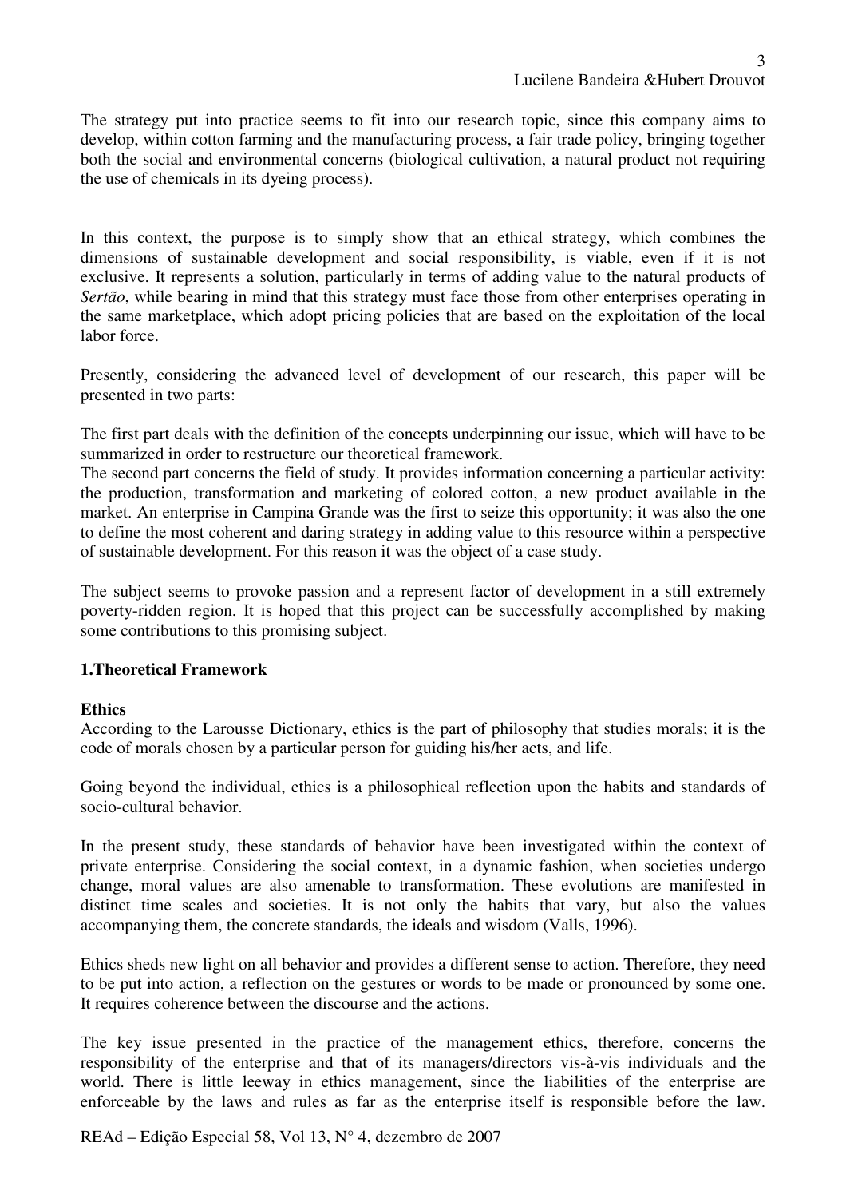The strategy put into practice seems to fit into our research topic, since this company aims to develop, within cotton farming and the manufacturing process, a fair trade policy, bringing together both the social and environmental concerns (biological cultivation, a natural product not requiring the use of chemicals in its dyeing process).

In this context, the purpose is to simply show that an ethical strategy, which combines the dimensions of sustainable development and social responsibility, is viable, even if it is not exclusive. It represents a solution, particularly in terms of adding value to the natural products of *Sertão*, while bearing in mind that this strategy must face those from other enterprises operating in the same marketplace, which adopt pricing policies that are based on the exploitation of the local labor force.

Presently, considering the advanced level of development of our research, this paper will be presented in two parts:

The first part deals with the definition of the concepts underpinning our issue, which will have to be summarized in order to restructure our theoretical framework.
The second part concerns the field of study. It provides information concerning a particular activity: the production, transformation and marketing of colored cotton, a new product available in the market. An enterprise in Campina Grande was the first to seize this opportunity; it was also the one to define the most coherent and daring strategy in adding value to this resource within a perspective of sustainable development. For this reason it was the object of a case study.

The subject seems to provoke passion and a represent factor of development in a still extremely poverty-ridden region. It is hoped that this project can be successfully accomplished by making some contributions to this promising subject.

## 1.Theoretical Framework

### Ethics

According to the Larousse Dictionary, ethics is the part of philosophy that studies morals; it is the code of morals chosen by a particular person for guiding his/her acts, and life.

Going beyond the individual, ethics is a philosophical reflection upon the habits and standards of socio-cultural behavior.

In the present study, these standards of behavior have been investigated within the context of private enterprise. Considering the social context, in a dynamic fashion, when societies undergo change, moral values are also amenable to transformation. These evolutions are manifested in distinct time scales and societies. It is not only the habits that vary, but also the values accompanying them, the concrete standards, the ideals and wisdom (Valls, 1996).

Ethics sheds new light on all behavior and provides a different sense to action. Therefore, they need to be put into action, a reflection on the gestures or words to be made or pronounced by some one. It requires coherence between the discourse and the actions.

The key issue presented in the practice of the management ethics, therefore, concerns the responsibility of the enterprise and that of its managers/directors vis-à-vis individuals and the world. There is little leeway in ethics management, since the liabilities of the enterprise are enforceable by the laws and rules as far as the enterprise itself is responsible before the law.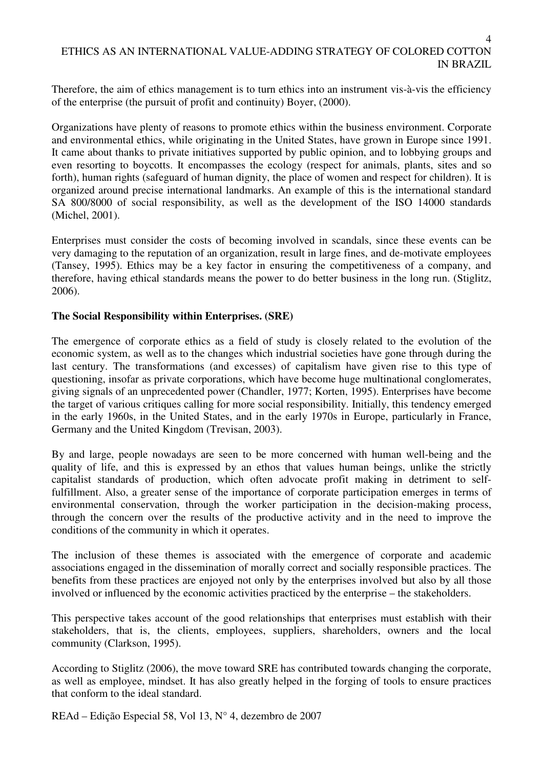Therefore, the aim of ethics management is to turn ethics into an instrument vis-à-vis the efficiency of the enterprise (the pursuit of profit and continuity) Boyer, (2000).

Organizations have plenty of reasons to promote ethics within the business environment. Corporate and environmental ethics, while originating in the United States, have grown in Europe since 1991. It came about thanks to private initiatives supported by public opinion, and to lobbying groups and even resorting to boycotts. It encompasses the ecology (respect for animals, plants, sites and so forth), human rights (safeguard of human dignity, the place of women and respect for children). It is organized around precise international landmarks. An example of this is the international standard SA 800/8000 of social responsibility, as well as the development of the ISO 14000 standards (Michel, 2001).

Enterprises must consider the costs of becoming involved in scandals, since these events can be very damaging to the reputation of an organization, result in large fines, and de-motivate employees (Tansey, 1995). Ethics may be a key factor in ensuring the competitiveness of a company, and therefore, having ethical standards means the power to do better business in the long run. (Stiglitz, 2006).

**The Social Responsibility within Enterprises. (SRE)**

The emergence of corporate ethics as a field of study is closely related to the evolution of the economic system, as well as to the changes which industrial societies have gone through during the last century. The transformations (and excesses) of capitalism have given rise to this type of questioning, insofar as private corporations, which have become huge multinational conglomerates, giving signals of an unprecedented power (Chandler, 1977; Korten, 1995). Enterprises have become the target of various critiques calling for more social responsibility. Initially, this tendency emerged in the early 1960s, in the United States, and in the early 1970s in Europe, particularly in France, Germany and the United Kingdom (Trevisan, 2003).

By and large, people nowadays are seen to be more concerned with human well-being and the quality of life, and this is expressed by an ethos that values human beings, unlike the strictly capitalist standards of production, which often advocate profit making in detriment to self-fulfillment. Also, a greater sense of the importance of corporate participation emerges in terms of environmental conservation, through the worker participation in the decision-making process, through the concern over the results of the productive activity and in the need to improve the conditions of the community in which it operates.

The inclusion of these themes is associated with the emergence of corporate and academic associations engaged in the dissemination of morally correct and socially responsible practices. The benefits from these practices are enjoyed not only by the enterprises involved but also by all those involved or influenced by the economic activities practiced by the enterprise – the stakeholders.

This perspective takes account of the good relationships that enterprises must establish with their stakeholders, that is, the clients, employees, suppliers, shareholders, owners and the local community (Clarkson, 1995).

According to Stiglitz (2006), the move toward SRE has contributed towards changing the corporate, as well as employee, mindset. It has also greatly helped in the forging of tools to ensure practices that conform to the ideal standard.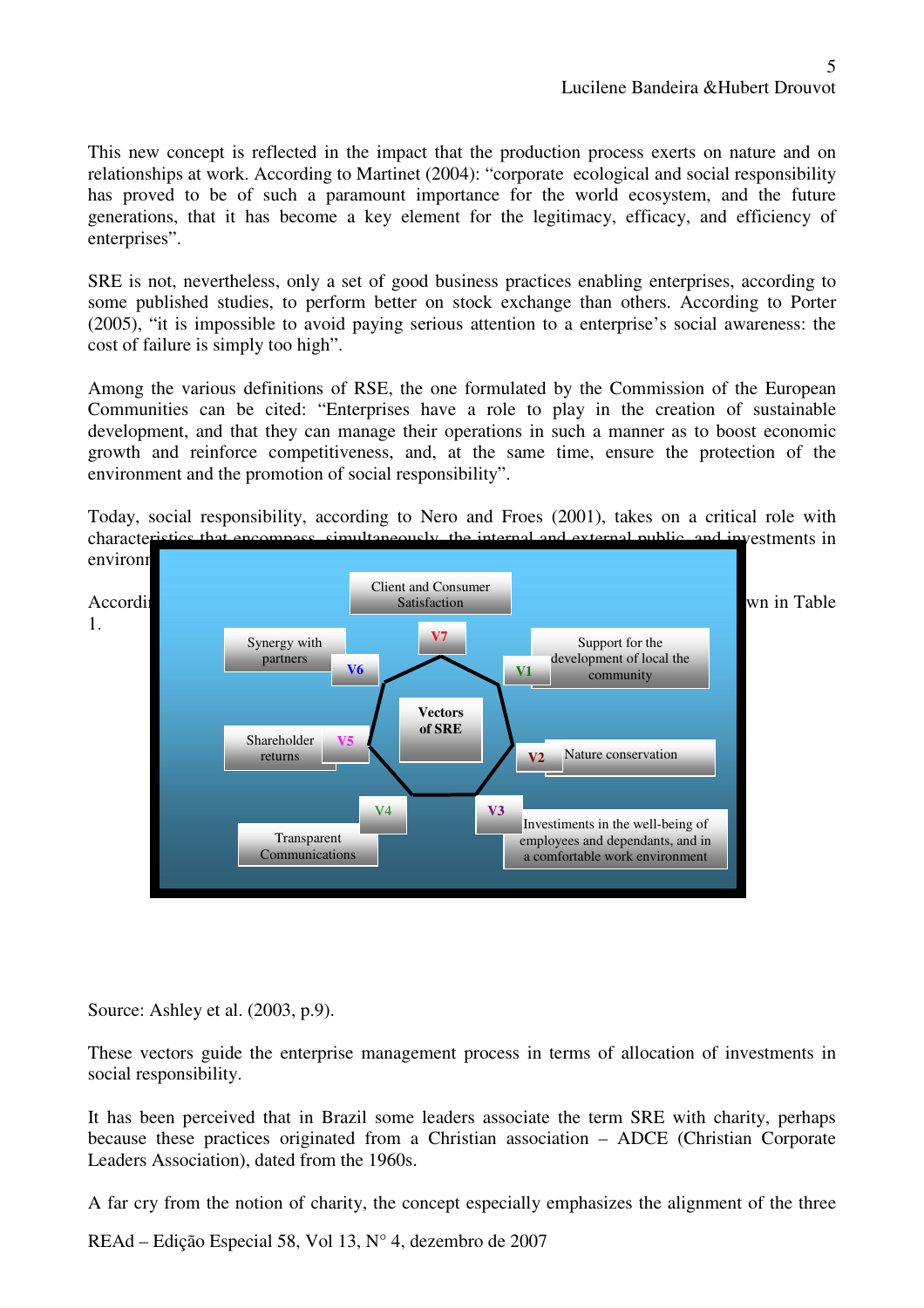This new concept is reflected in the impact that the production process exerts on nature and on relationships at work. According to Martinet (2004): “corporate ecological and social responsibility has proved to be of such a paramount importance for the world ecosystem, and the future generations, that it has become a key element for the legitimacy, efficacy, and efficiency of enterprises”.

SRE is not, nevertheless, only a set of good business practices enabling enterprises, according to some published studies, to perform better on stock exchange than others. According to Porter (2005), “it is impossible to avoid paying serious attention to a enterprise’s social awareness: the cost of failure is simply too high”.

Among the various definitions of RSE, the one formulated by the Commission of the European Communities can be cited: “Enterprises have a role to play in the creation of sustainable development, and that they can manage their operations in such a manner as to boost economic growth and reinforce competitiveness, and, at the same time, ensure the protection of the environment and the promotion of social responsibility”.

Today, social responsibility, according to Nero and Froes (2001), takes on a critical role with characteristics that encompass, simultaneously, the internal and external public, and investments in environm

Accordi wn in Table 1.

Vectors of SRE

- V1 – Support for the development of local the community
- V2 – Nature conservation
- V3 – Investments in the well-being of employees and dependants, and in a comfortable work environment
- V4 – Transparent Communications
- V5 – Shareholder returns
- V6 – Synergy with partners
- V7 – Client and Consumer Satisfaction

Source: Ashley et al. (2003, p.9).

These vectors guide the enterprise management process in terms of allocation of investments in social responsibility.

It has been perceived that in Brazil some leaders associate the term SRE with charity, perhaps because these practices originated from a Christian association – ADCE (Christian Corporate Leaders Association), dated from the 1960s.

A far cry from the notion of charity, the concept especially emphasizes the alignment of the three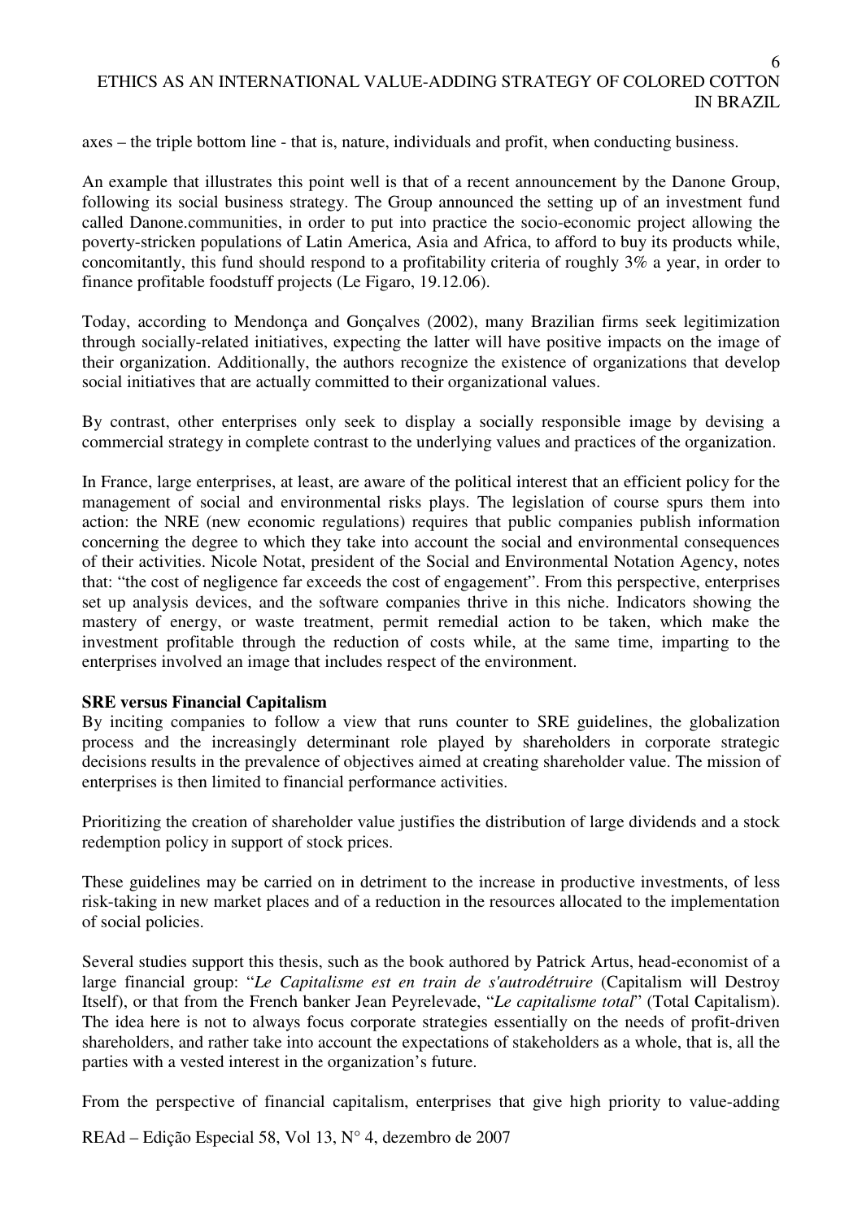axes – the triple bottom line - that is, nature, individuals and profit, when conducting business.

An example that illustrates this point well is that of a recent announcement by the Danone Group, following its social business strategy. The Group announced the setting up of an investment fund called Danone.communities, in order to put into practice the socio-economic project allowing the poverty-stricken populations of Latin America, Asia and Africa, to afford to buy its products while, concomitantly, this fund should respond to a profitability criteria of roughly 3% a year, in order to finance profitable foodstuff projects (Le Figaro, 19.12.06).

Today, according to Mendonça and Gonçalves (2002), many Brazilian firms seek legitimization through socially-related initiatives, expecting the latter will have positive impacts on the image of their organization. Additionally, the authors recognize the existence of organizations that develop social initiatives that are actually committed to their organizational values.

By contrast, other enterprises only seek to display a socially responsible image by devising a commercial strategy in complete contrast to the underlying values and practices of the organization.

In France, large enterprises, at least, are aware of the political interest that an efficient policy for the management of social and environmental risks plays. The legislation of course spurs them into action: the NRE (new economic regulations) requires that public companies publish information concerning the degree to which they take into account the social and environmental consequences of their activities. Nicole Notat, president of the Social and Environmental Notation Agency, notes that: "the cost of negligence far exceeds the cost of engagement". From this perspective, enterprises set up analysis devices, and the software companies thrive in this niche. Indicators showing the mastery of energy, or waste treatment, permit remedial action to be taken, which make the investment profitable through the reduction of costs while, at the same time, imparting to the enterprises involved an image that includes respect of the environment.

**SRE versus Financial Capitalism**

By inciting companies to follow a view that runs counter to SRE guidelines, the globalization process and the increasingly determinant role played by shareholders in corporate strategic decisions results in the prevalence of objectives aimed at creating shareholder value. The mission of enterprises is then limited to financial performance activities.

Prioritizing the creation of shareholder value justifies the distribution of large dividends and a stock redemption policy in support of stock prices.

These guidelines may be carried on in detriment to the increase in productive investments, of less risk-taking in new market places and of a reduction in the resources allocated to the implementation of social policies.

Several studies support this thesis, such as the book authored by Patrick Artus, head-economist of a large financial group: "*Le Capitalisme est en train de s'autrodétruire* (Capitalism will Destroy Itself), or that from the French banker Jean Peyrelevade, "*Le capitalisme total*" (Total Capitalism). The idea here is not to always focus corporate strategies essentially on the needs of profit-driven shareholders, and rather take into account the expectations of stakeholders as a whole, that is, all the parties with a vested interest in the organization's future.

From the perspective of financial capitalism, enterprises that give high priority to value-adding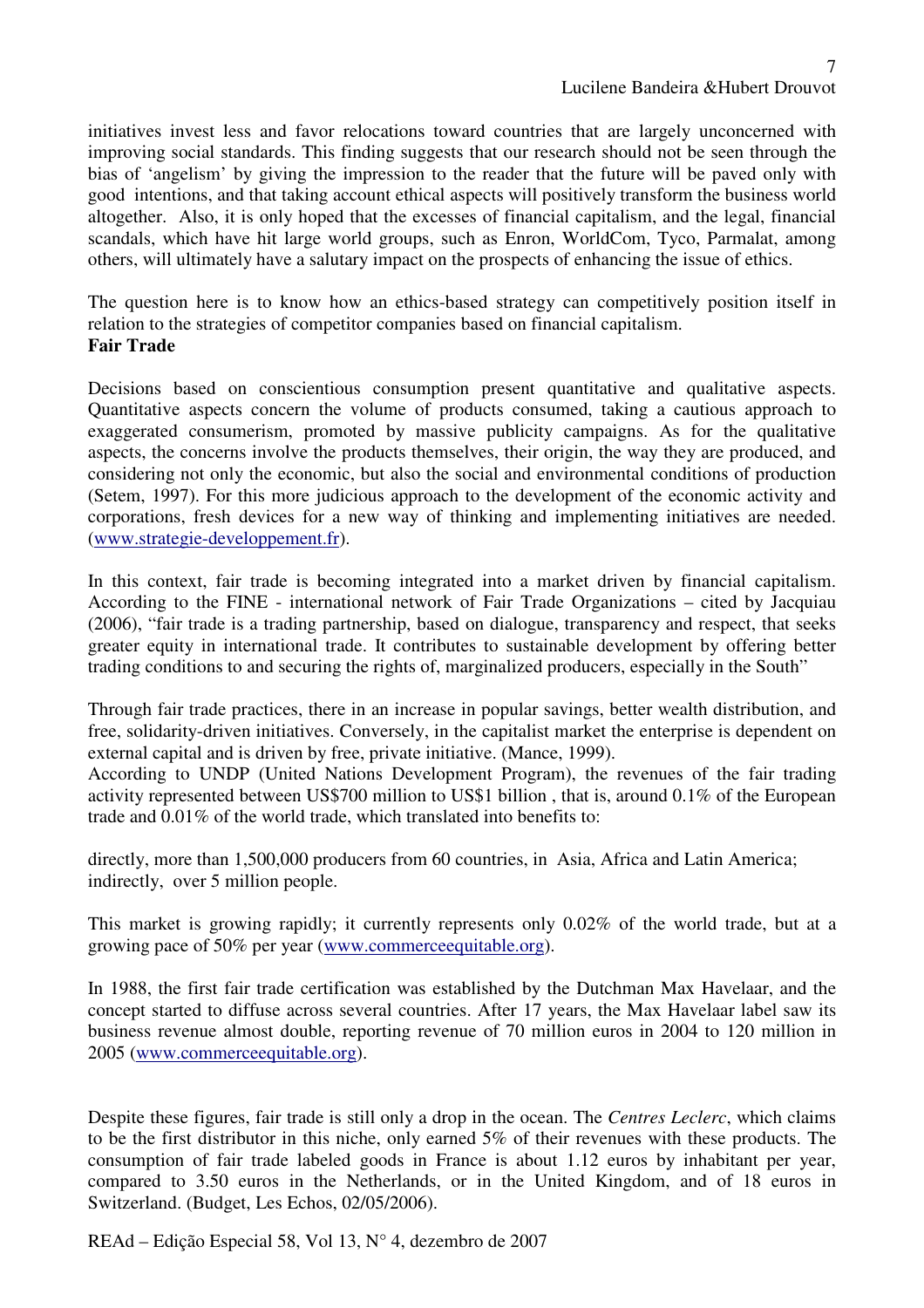initiatives invest less and favor relocations toward countries that are largely unconcerned with improving social standards. This finding suggests that our research should not be seen through the bias of 'angelism' by giving the impression to the reader that the future will be paved only with good intentions, and that taking account ethical aspects will positively transform the business world altogether. Also, it is only hoped that the excesses of financial capitalism, and the legal, financial scandals, which have hit large world groups, such as Enron, WorldCom, Tyco, Parmalat, among others, will ultimately have a salutary impact on the prospects of enhancing the issue of ethics.

The question here is to know how an ethics-based strategy can competitively position itself in relation to the strategies of competitor companies based on financial capitalism.

**Fair Trade**

Decisions based on conscientious consumption present quantitative and qualitative aspects. Quantitative aspects concern the volume of products consumed, taking a cautious approach to exaggerated consumerism, promoted by massive publicity campaigns. As for the qualitative aspects, the concerns involve the products themselves, their origin, the way they are produced, and considering not only the economic, but also the social and environmental conditions of production (Setem, 1997). For this more judicious approach to the development of the economic activity and corporations, fresh devices for a new way of thinking and implementing initiatives are needed. (www.strategie-developpement.fr).

In this context, fair trade is becoming integrated into a market driven by financial capitalism. According to the FINE - international network of Fair Trade Organizations – cited by Jacquiau (2006), "fair trade is a trading partnership, based on dialogue, transparency and respect, that seeks greater equity in international trade. It contributes to sustainable development by offering better trading conditions to and securing the rights of, marginalized producers, especially in the South"

Through fair trade practices, there in an increase in popular savings, better wealth distribution, and free, solidarity-driven initiatives. Conversely, in the capitalist market the enterprise is dependent on external capital and is driven by free, private initiative. (Mance, 1999).

According to UNDP (United Nations Development Program), the revenues of the fair trading activity represented between US$700 million to US$1 billion , that is, around 0.1% of the European trade and 0.01% of the world trade, which translated into benefits to:

directly, more than 1,500,000 producers from 60 countries, in Asia, Africa and Latin America;
indirectly, over 5 million people.

This market is growing rapidly; it currently represents only 0.02% of the world trade, but at a growing pace of 50% per year (www.commerceequitable.org).

In 1988, the first fair trade certification was established by the Dutchman Max Havelaar, and the concept started to diffuse across several countries. After 17 years, the Max Havelaar label saw its business revenue almost double, reporting revenue of 70 million euros in 2004 to 120 million in 2005 (www.commerceequitable.org).

Despite these figures, fair trade is still only a drop in the ocean. The *Centres Leclerc*, which claims to be the first distributor in this niche, only earned 5% of their revenues with these products. The consumption of fair trade labeled goods in France is about 1.12 euros by inhabitant per year, compared to 3.50 euros in the Netherlands, or in the United Kingdom, and of 18 euros in Switzerland. (Budget, Les Echos, 02/05/2006).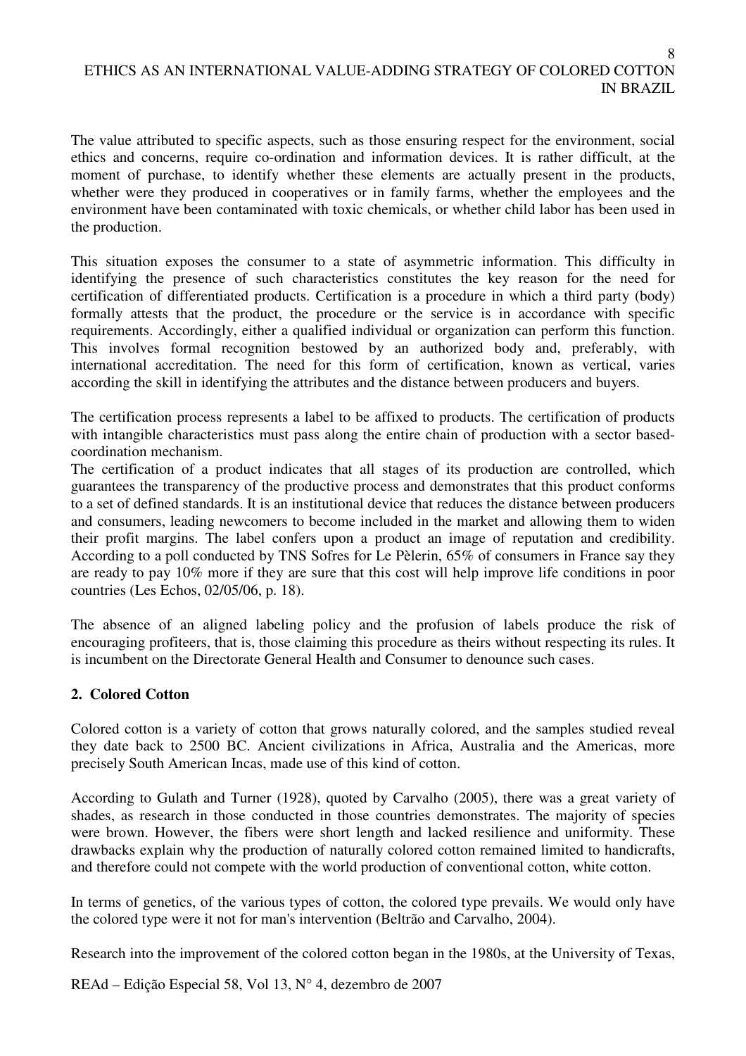The value attributed to specific aspects, such as those ensuring respect for the environment, social ethics and concerns, require co-ordination and information devices. It is rather difficult, at the moment of purchase, to identify whether these elements are actually present in the products, whether were they produced in cooperatives or in family farms, whether the employees and the environment have been contaminated with toxic chemicals, or whether child labor has been used in the production.

This situation exposes the consumer to a state of asymmetric information. This difficulty in identifying the presence of such characteristics constitutes the key reason for the need for certification of differentiated products. Certification is a procedure in which a third party (body) formally attests that the product, the procedure or the service is in accordance with specific requirements. Accordingly, either a qualified individual or organization can perform this function. This involves formal recognition bestowed by an authorized body and, preferably, with international accreditation. The need for this form of certification, known as vertical, varies according the skill in identifying the attributes and the distance between producers and buyers.

The certification process represents a label to be affixed to products. The certification of products with intangible characteristics must pass along the entire chain of production with a sector based-coordination mechanism.

The certification of a product indicates that all stages of its production are controlled, which guarantees the transparency of the productive process and demonstrates that this product conforms to a set of defined standards. It is an institutional device that reduces the distance between producers and consumers, leading newcomers to become included in the market and allowing them to widen their profit margins. The label confers upon a product an image of reputation and credibility. According to a poll conducted by TNS Sofres for Le Pèlerin, 65% of consumers in France say they are ready to pay 10% more if they are sure that this cost will help improve life conditions in poor countries (Les Echos, 02/05/06, p. 18).

The absence of an aligned labeling policy and the profusion of labels produce the risk of encouraging profiteers, that is, those claiming this procedure as theirs without respecting its rules. It is incumbent on the Directorate General Health and Consumer to denounce such cases.

## 2. Colored Cotton

Colored cotton is a variety of cotton that grows naturally colored, and the samples studied reveal they date back to 2500 BC. Ancient civilizations in Africa, Australia and the Americas, more precisely South American Incas, made use of this kind of cotton.

According to Gulath and Turner (1928), quoted by Carvalho (2005), there was a great variety of shades, as research in those conducted in those countries demonstrates. The majority of species were brown. However, the fibers were short length and lacked resilience and uniformity. These drawbacks explain why the production of naturally colored cotton remained limited to handicrafts, and therefore could not compete with the world production of conventional cotton, white cotton.

In terms of genetics, of the various types of cotton, the colored type prevails. We would only have the colored type were it not for man's intervention (Beltrão and Carvalho, 2004).

Research into the improvement of the colored cotton began in the 1980s, at the University of Texas,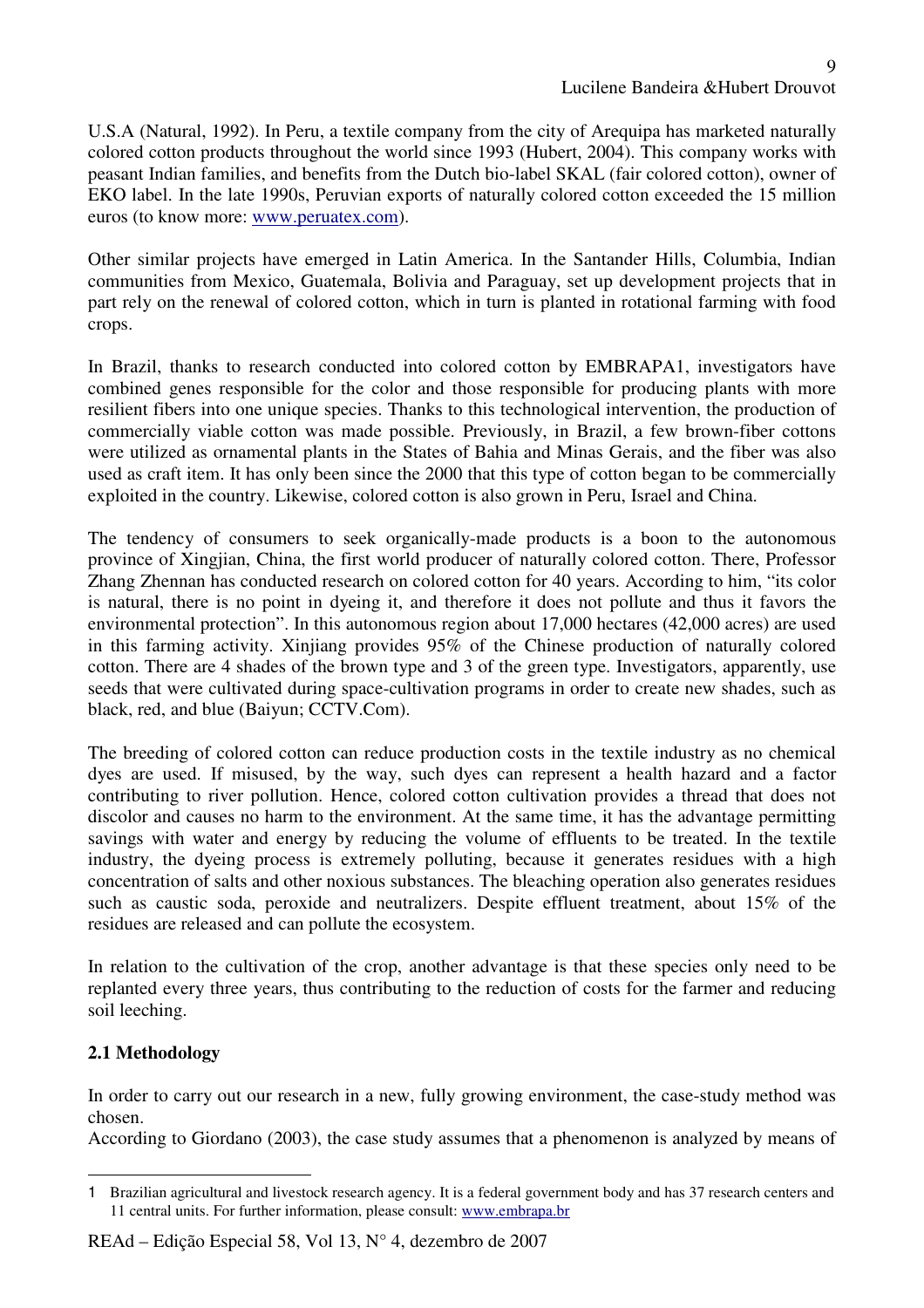U.S.A (Natural, 1992). In Peru, a textile company from the city of Arequipa has marketed naturally colored cotton products throughout the world since 1993 (Hubert, 2004). This company works with peasant Indian families, and benefits from the Dutch bio-label SKAL (fair colored cotton), owner of EKO label. In the late 1990s, Peruvian exports of naturally colored cotton exceeded the 15 million euros (to know more: www.peruatex.com).

Other similar projects have emerged in Latin America. In the Santander Hills, Columbia, Indian communities from Mexico, Guatemala, Bolivia and Paraguay, set up development projects that in part rely on the renewal of colored cotton, which in turn is planted in rotational farming with food crops.

In Brazil, thanks to research conducted into colored cotton by EMBRAPA[1], investigators have combined genes responsible for the color and those responsible for producing plants with more resilient fibers into one unique species. Thanks to this technological intervention, the production of commercially viable cotton was made possible. Previously, in Brazil, a few brown-fiber cottons were utilized as ornamental plants in the States of Bahia and Minas Gerais, and the fiber was also used as craft item. It has only been since the 2000 that this type of cotton began to be commercially exploited in the country. Likewise, colored cotton is also grown in Peru, Israel and China.

The tendency of consumers to seek organically-made products is a boon to the autonomous province of Xingjian, China, the first world producer of naturally colored cotton. There, Professor Zhang Zhennan has conducted research on colored cotton for 40 years. According to him, "its color is natural, there is no point in dyeing it, and therefore it does not pollute and thus it favors the environmental protection". In this autonomous region about 17,000 hectares (42,000 acres) are used in this farming activity. Xinjiang provides 95% of the Chinese production of naturally colored cotton. There are 4 shades of the brown type and 3 of the green type. Investigators, apparently, use seeds that were cultivated during space-cultivation programs in order to create new shades, such as black, red, and blue (Baiyun; CCTV.Com).

The breeding of colored cotton can reduce production costs in the textile industry as no chemical dyes are used. If misused, by the way, such dyes can represent a health hazard and a factor contributing to river pollution. Hence, colored cotton cultivation provides a thread that does not discolor and causes no harm to the environment. At the same time, it has the advantage permitting savings with water and energy by reducing the volume of effluents to be treated. In the textile industry, the dyeing process is extremely polluting, because it generates residues with a high concentration of salts and other noxious substances. The bleaching operation also generates residues such as caustic soda, peroxide and neutralizers. Despite effluent treatment, about 15% of the residues are released and can pollute the ecosystem.

In relation to the cultivation of the crop, another advantage is that these species only need to be replanted every three years, thus contributing to the reduction of costs for the farmer and reducing soil leeching.

### 2.1 Methodology

In order to carry out our research in a new, fully growing environment, the case-study method was chosen.

According to Giordano (2003), the case study assumes that a phenomenon is analyzed by means of

---

[1] Brazilian agricultural and livestock research agency. It is a federal government body and has 37 research centers and 11 central units. For further information, please consult: www.embrapa.br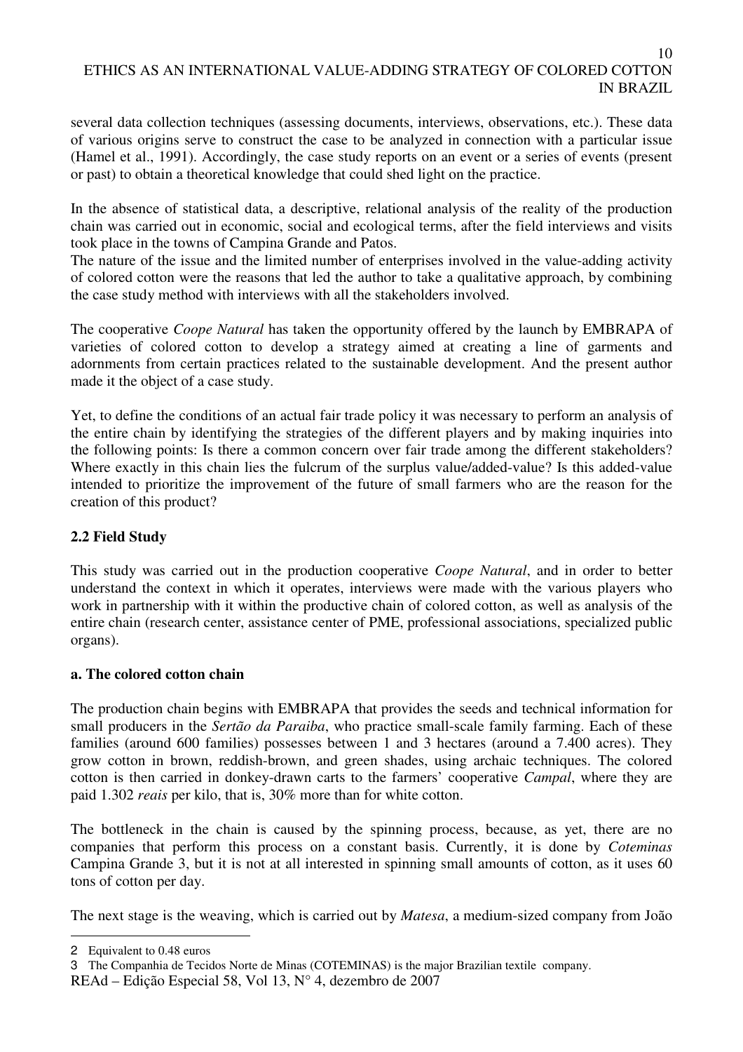several data collection techniques (assessing documents, interviews, observations, etc.). These data of various origins serve to construct the case to be analyzed in connection with a particular issue (Hamel et al., 1991). Accordingly, the case study reports on an event or a series of events (present or past) to obtain a theoretical knowledge that could shed light on the practice.

In the absence of statistical data, a descriptive, relational analysis of the reality of the production chain was carried out in economic, social and ecological terms, after the field interviews and visits took place in the towns of Campina Grande and Patos.
The nature of the issue and the limited number of enterprises involved in the value-adding activity of colored cotton were the reasons that led the author to take a qualitative approach, by combining the case study method with interviews with all the stakeholders involved.

The cooperative *Coope Natural* has taken the opportunity offered by the launch by EMBRAPA of varieties of colored cotton to develop a strategy aimed at creating a line of garments and adornments from certain practices related to the sustainable development. And the present author made it the object of a case study.

Yet, to define the conditions of an actual fair trade policy it was necessary to perform an analysis of the entire chain by identifying the strategies of the different players and by making inquiries into the following points: Is there a common concern over fair trade among the different stakeholders? Where exactly in this chain lies the fulcrum of the surplus value/added-value? Is this added-value intended to prioritize the improvement of the future of small farmers who are the reason for the creation of this product?

### 2.2 Field Study

This study was carried out in the production cooperative *Coope Natural*, and in order to better understand the context in which it operates, interviews were made with the various players who work in partnership with it within the productive chain of colored cotton, as well as analysis of the entire chain (research center, assistance center of PME, professional associations, specialized public organs).

#### a. The colored cotton chain

The production chain begins with EMBRAPA that provides the seeds and technical information for small producers in the *Sertão da Paraiba*, who practice small-scale family farming. Each of these families (around 600 families) possesses between 1 and 3 hectares (around a 7.400 acres). They grow cotton in brown, reddish-brown, and green shades, using archaic techniques. The colored cotton is then carried in donkey-drawn carts to the farmers' cooperative *Campal*, where they are paid 1.30[2] *reais* per kilo, that is, 30% more than for white cotton.

The bottleneck in the chain is caused by the spinning process, because, as yet, there are no companies that perform this process on a constant basis. Currently, it is done by *Coteminas* Campina Grande [3], but it is not at all interested in spinning small amounts of cotton, as it uses 60 tons of cotton per day.

The next stage is the weaving, which is carried out by *Matesa*, a medium-sized company from João

---

[2] Equivalent to 0.48 euros

[3] The Companhia de Tecidos Norte de Minas (COTEMINAS) is the major Brazilian textile company.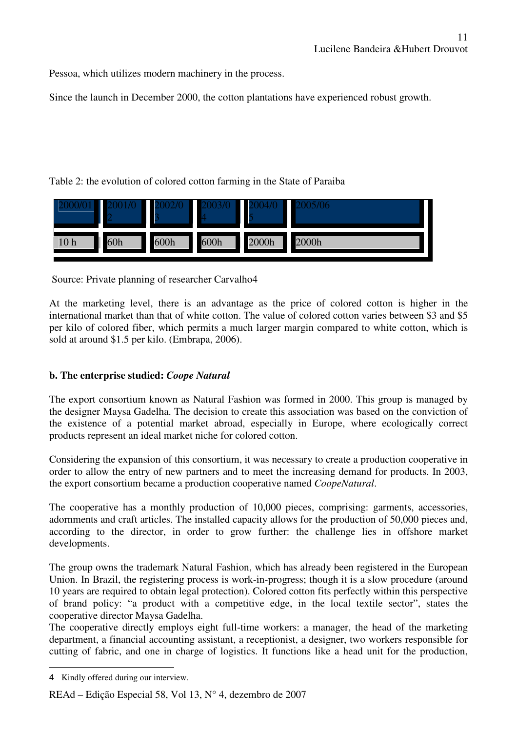Pessoa, which utilizes modern machinery in the process.

Since the launch in December 2000, the cotton plantations have experienced robust growth.

Table 2: the evolution of colored cotton farming in the State of Paraiba

| 2000/01 | 2001/02 | 2002/03 | 2003/04 | 2004/05 | 2005/06 |
|---|---|---|---|---|---|
| 10 h | 60h | 600h | 600h | 2000h | 2000h |

Source: Private planning of researcher Carvalho[4]

At the marketing level, there is an advantage as the price of colored cotton is higher in the international market than that of white cotton. The value of colored cotton varies between $3 and $5 per kilo of colored fiber, which permits a much larger margin compared to white cotton, which is sold at around $1.5 per kilo. (Embrapa, 2006).

### b. The enterprise studied: *Coope Natural*

The export consortium known as Natural Fashion was formed in 2000. This group is managed by the designer Maysa Gadelha. The decision to create this association was based on the conviction of the existence of a potential market abroad, especially in Europe, where ecologically correct products represent an ideal market niche for colored cotton.

Considering the expansion of this consortium, it was necessary to create a production cooperative in order to allow the entry of new partners and to meet the increasing demand for products. In 2003, the export consortium became a production cooperative named *CoopeNatural*.

The cooperative has a monthly production of 10,000 pieces, comprising: garments, accessories, adornments and craft articles. The installed capacity allows for the production of 50,000 pieces and, according to the director, in order to grow further: the challenge lies in offshore market developments.

The group owns the trademark Natural Fashion, which has already been registered in the European Union. In Brazil, the registering process is work-in-progress; though it is a slow procedure (around 10 years are required to obtain legal protection). Colored cotton fits perfectly within this perspective of brand policy: "a product with a competitive edge, in the local textile sector", states the cooperative director Maysa Gadelha.

The cooperative directly employs eight full-time workers: a manager, the head of the marketing department, a financial accounting assistant, a receptionist, a designer, two workers responsible for cutting of fabric, and one in charge of logistics. It functions like a head unit for the production,

---

[4] Kindly offered during our interview.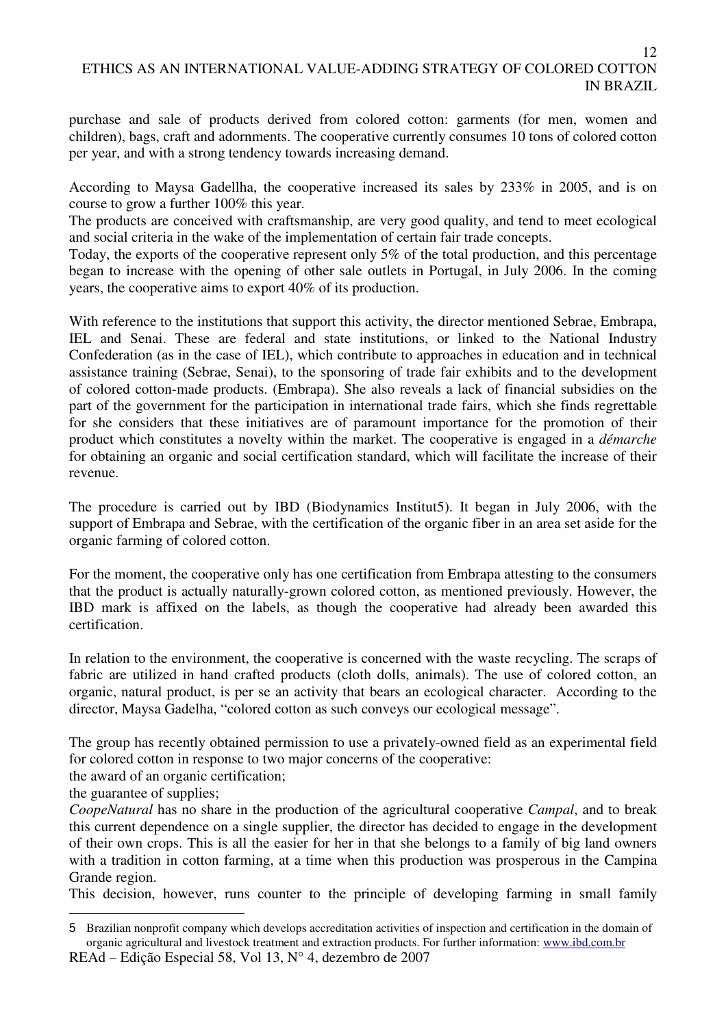purchase and sale of products derived from colored cotton: garments (for men, women and children), bags, craft and adornments. The cooperative currently consumes 10 tons of colored cotton per year, and with a strong tendency towards increasing demand.

According to Maysa Gadellha, the cooperative increased its sales by 233% in 2005, and is on course to grow a further 100% this year.

The products are conceived with craftsmanship, are very good quality, and tend to meet ecological and social criteria in the wake of the implementation of certain fair trade concepts.

Today, the exports of the cooperative represent only 5% of the total production, and this percentage began to increase with the opening of other sale outlets in Portugal, in July 2006. In the coming years, the cooperative aims to export 40% of its production.

With reference to the institutions that support this activity, the director mentioned Sebrae, Embrapa, IEL and Senai. These are federal and state institutions, or linked to the National Industry Confederation (as in the case of IEL), which contribute to approaches in education and in technical assistance training (Sebrae, Senai), to the sponsoring of trade fair exhibits and to the development of colored cotton-made products. (Embrapa). She also reveals a lack of financial subsidies on the part of the government for the participation in international trade fairs, which she finds regrettable for she considers that these initiatives are of paramount importance for the promotion of their product which constitutes a novelty within the market. The cooperative is engaged in a *démarche* for obtaining an organic and social certification standard, which will facilitate the increase of their revenue.

The procedure is carried out by IBD (Biodynamics Institut[5]). It began in July 2006, with the support of Embrapa and Sebrae, with the certification of the organic fiber in an area set aside for the organic farming of colored cotton.

For the moment, the cooperative only has one certification from Embrapa attesting to the consumers that the product is actually naturally-grown colored cotton, as mentioned previously. However, the IBD mark is affixed on the labels, as though the cooperative had already been awarded this certification.

In relation to the environment, the cooperative is concerned with the waste recycling. The scraps of fabric are utilized in hand crafted products (cloth dolls, animals). The use of colored cotton, an organic, natural product, is per se an activity that bears an ecological character. According to the director, Maysa Gadelha, "colored cotton as such conveys our ecological message".

The group has recently obtained permission to use a privately-owned field as an experimental field for colored cotton in response to two major concerns of the cooperative:

the award of an organic certification;

the guarantee of supplies;

*CoopeNatural* has no share in the production of the agricultural cooperative *Campal*, and to break this current dependence on a single supplier, the director has decided to engage in the development of their own crops. This is all the easier for her in that she belongs to a family of big land owners with a tradition in cotton farming, at a time when this production was prosperous in the Campina Grande region.

This decision, however, runs counter to the principle of developing farming in small family

---

[5] Brazilian nonprofit company which develops accreditation activities of inspection and certification in the domain of organic agricultural and livestock treatment and extraction products. For further information: www.ibd.com.br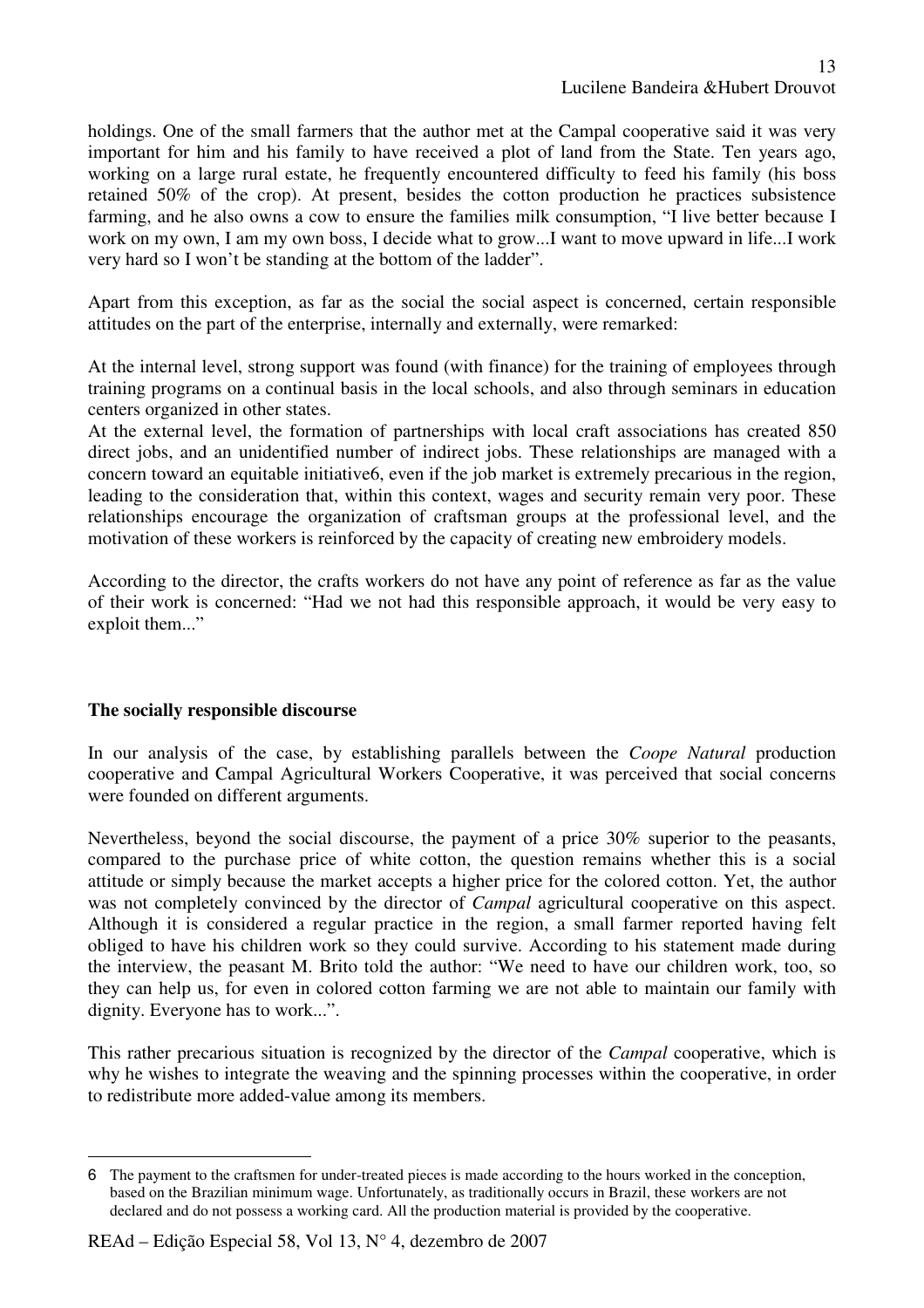holdings. One of the small farmers that the author met at the Campal cooperative said it was very important for him and his family to have received a plot of land from the State. Ten years ago, working on a large rural estate, he frequently encountered difficulty to feed his family (his boss retained 50% of the crop). At present, besides the cotton production he practices subsistence farming, and he also owns a cow to ensure the families milk consumption, "I live better because I work on my own, I am my own boss, I decide what to grow...I want to move upward in life...I work very hard so I won't be standing at the bottom of the ladder".

Apart from this exception, as far as the social the social aspect is concerned, certain responsible attitudes on the part of the enterprise, internally and externally, were remarked:

At the internal level, strong support was found (with finance) for the training of employees through training programs on a continual basis in the local schools, and also through seminars in education centers organized in other states.

At the external level, the formation of partnerships with local craft associations has created 850 direct jobs, and an unidentified number of indirect jobs. These relationships are managed with a concern toward an equitable initiative[6], even if the job market is extremely precarious in the region, leading to the consideration that, within this context, wages and security remain very poor. These relationships encourage the organization of craftsman groups at the professional level, and the motivation of these workers is reinforced by the capacity of creating new embroidery models.

According to the director, the crafts workers do not have any point of reference as far as the value of their work is concerned: "Had we not had this responsible approach, it would be very easy to exploit them..."

## The socially responsible discourse

In our analysis of the case, by establishing parallels between the *Coope Natural* production cooperative and Campal Agricultural Workers Cooperative, it was perceived that social concerns were founded on different arguments.

Nevertheless, beyond the social discourse, the payment of a price 30% superior to the peasants, compared to the purchase price of white cotton, the question remains whether this is a social attitude or simply because the market accepts a higher price for the colored cotton. Yet, the author was not completely convinced by the director of *Campal* agricultural cooperative on this aspect. Although it is considered a regular practice in the region, a small farmer reported having felt obliged to have his children work so they could survive. According to his statement made during the interview, the peasant M. Brito told the author: "We need to have our children work, too, so they can help us, for even in colored cotton farming we are not able to maintain our family with dignity. Everyone has to work...".

This rather precarious situation is recognized by the director of the *Campal* cooperative, which is why he wishes to integrate the weaving and the spinning processes within the cooperative, in order to redistribute more added-value among its members.

---

[6] The payment to the craftsmen for under-treated pieces is made according to the hours worked in the conception, based on the Brazilian minimum wage. Unfortunately, as traditionally occurs in Brazil, these workers are not declared and do not possess a working card. All the production material is provided by the cooperative.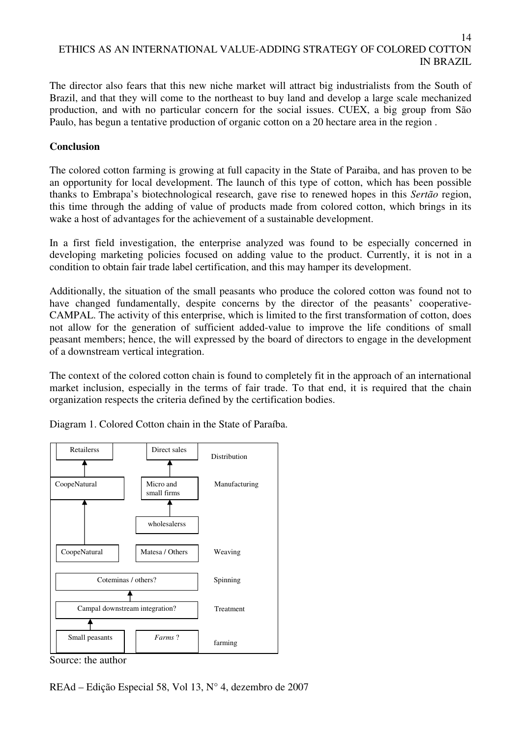The director also fears that this new niche market will attract big industrialists from the South of Brazil, and that they will come to the northeast to buy land and develop a large scale mechanized production, and with no particular concern for the social issues. CUEX, a big group from São Paulo, has begun a tentative production of organic cotton on a 20 hectare area in the region .

**Conclusion**

The colored cotton farming is growing at full capacity in the State of Paraiba, and has proven to be an opportunity for local development. The launch of this type of cotton, which has been possible thanks to Embrapa's biotechnological research, gave rise to renewed hopes in this *Sertão* region, this time through the adding of value of products made from colored cotton, which brings in its wake a host of advantages for the achievement of a sustainable development.

In a first field investigation, the enterprise analyzed was found to be especially concerned in developing marketing policies focused on adding value to the product. Currently, it is not in a condition to obtain fair trade label certification, and this may hamper its development.

Additionally, the situation of the small peasants who produce the colored cotton was found not to have changed fundamentally, despite concerns by the director of the peasants' cooperative-CAMPAL. The activity of this enterprise, which is limited to the first transformation of cotton, does not allow for the generation of sufficient added-value to improve the life conditions of small peasant members; hence, the will expressed by the board of directors to engage in the development of a downstream vertical integration.

The context of the colored cotton chain is found to completely fit in the approach of an international market inclusion, especially in the terms of fair trade. To that end, it is required that the chain organization respects the criteria defined by the certification bodies.

Diagram 1. Colored Cotton chain in the State of Paraíba.

| | | |
|---|---|---|
| Retailerss | Direct sales | Distribution |
| CoopeNatural | Micro and small firms | Manufacturing |
| | wholesalerss | |
| CoopeNatural | Matesa / Others | Weaving |
| Coteminas / others? | | Spinning |
| Campal downstream integration? | | Treatment |
| Small peasants | *Farms* ? | farming |

Source: the author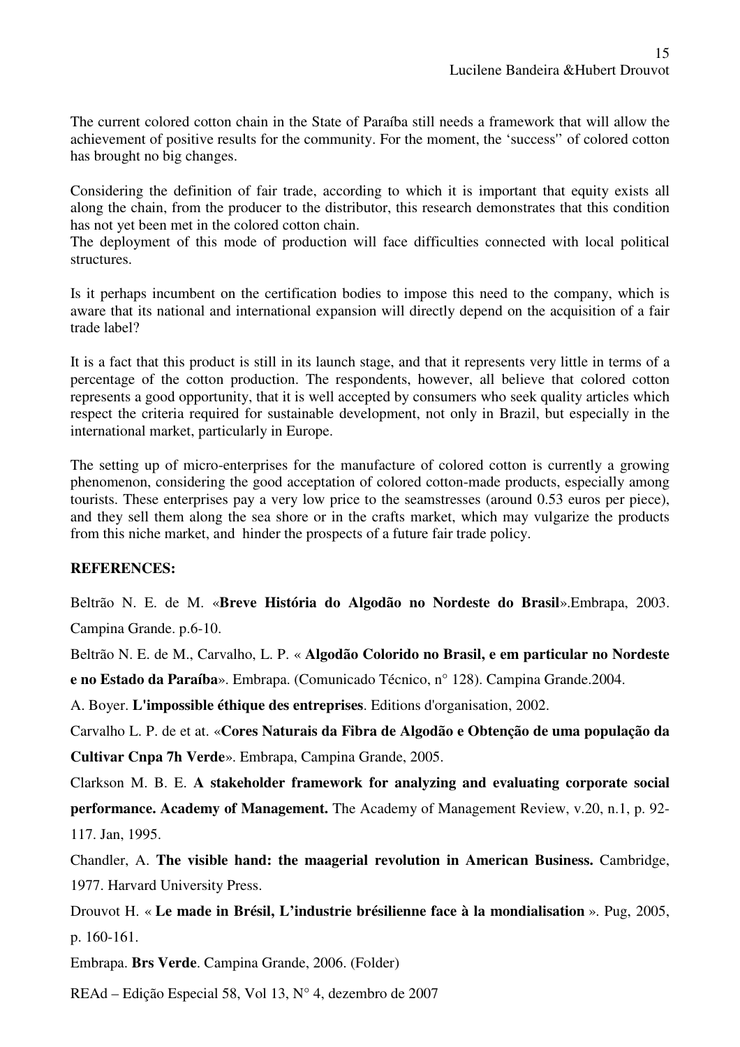The current colored cotton chain in the State of Paraíba still needs a framework that will allow the achievement of positive results for the community. For the moment, the 'success'' of colored cotton has brought no big changes.

Considering the definition of fair trade, according to which it is important that equity exists all along the chain, from the producer to the distributor, this research demonstrates that this condition has not yet been met in the colored cotton chain.

The deployment of this mode of production will face difficulties connected with local political structures.

Is it perhaps incumbent on the certification bodies to impose this need to the company, which is aware that its national and international expansion will directly depend on the acquisition of a fair trade label?

It is a fact that this product is still in its launch stage, and that it represents very little in terms of a percentage of the cotton production. The respondents, however, all believe that colored cotton represents a good opportunity, that it is well accepted by consumers who seek quality articles which respect the criteria required for sustainable development, not only in Brazil, but especially in the international market, particularly in Europe.

The setting up of micro-enterprises for the manufacture of colored cotton is currently a growing phenomenon, considering the good acceptation of colored cotton-made products, especially among tourists. These enterprises pay a very low price to the seamstresses (around 0.53 euros per piece), and they sell them along the sea shore or in the crafts market, which may vulgarize the products from this niche market, and hinder the prospects of a future fair trade policy.

**REFERENCES:**

Beltrão N. E. de M. «**Breve História do Algodão no Nordeste do Brasil**».Embrapa, 2003. Campina Grande. p.6-10.

Beltrão N. E. de M., Carvalho, L. P. « **Algodão Colorido no Brasil, e em particular no Nordeste e no Estado da Paraíba**». Embrapa. (Comunicado Técnico, n° 128). Campina Grande.2004.

A. Boyer. **L'impossible éthique des entreprises**. Editions d'organisation, 2002.

Carvalho L. P. de et at. «**Cores Naturais da Fibra de Algodão e Obtenção de uma população da Cultivar Cnpa 7h Verde**». Embrapa, Campina Grande, 2005.

Clarkson M. B. E. **A stakeholder framework for analyzing and evaluating corporate social performance. Academy of Management.** The Academy of Management Review, v.20, n.1, p. 92-117. Jan, 1995.

Chandler, A. **The visible hand: the maagerial revolution in American Business.** Cambridge, 1977. Harvard University Press.

Drouvot H. « **Le made in Brésil, L'industrie brésilienne face à la mondialisation** ». Pug, 2005, p. 160-161.

Embrapa. **Brs Verde**. Campina Grande, 2006. (Folder)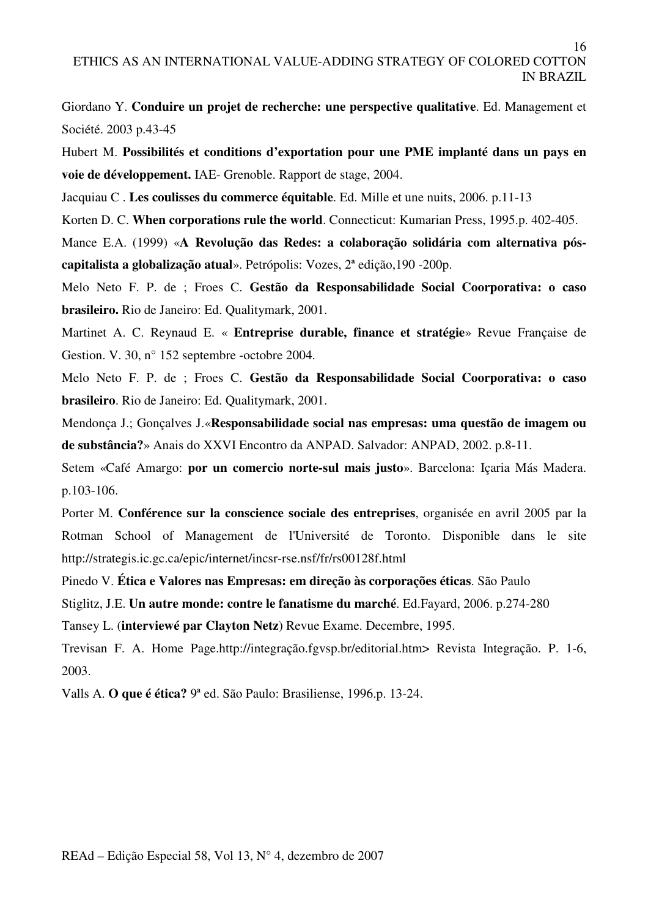Giordano Y. **Conduire un projet de recherche: une perspective qualitative**. Ed. Management et Société. 2003 p.43-45

Hubert M. **Possibilités et conditions d'exportation pour une PME implanté dans un pays en voie de développement.** IAE- Grenoble. Rapport de stage, 2004.

Jacquiau C . **Les coulisses du commerce équitable**. Ed. Mille et une nuits, 2006. p.11-13

Korten D. C. **When corporations rule the world**. Connecticut: Kumarian Press, 1995.p. 402-405.

Mance E.A. (1999) «**A Revolução das Redes: a colaboração solidária com alternativa pós-capitalista a globalização atual**». Petrópolis: Vozes, 2ª edição,190 -200p.

Melo Neto F. P. de ; Froes C. **Gestão da Responsabilidade Social Coorporativa: o caso brasileiro.** Rio de Janeiro: Ed. Qualitymark, 2001.

Martinet A. C. Reynaud E. « **Entreprise durable, finance et stratégie**» Revue Française de Gestion. V. 30, n° 152 septembre -octobre 2004.

Melo Neto F. P. de ; Froes C. **Gestão da Responsabilidade Social Coorporativa: o caso brasileiro**. Rio de Janeiro: Ed. Qualitymark, 2001.

Mendonça J.; Gonçalves J.«**Responsabilidade social nas empresas: uma questão de imagem ou de substância?**» Anais do XXVI Encontro da ANPAD. Salvador: ANPAD, 2002. p.8-11.

Setem «Café Amargo: **por un comercio norte-sul mais justo**». Barcelona: Içaria Más Madera. p.103-106.

Porter M. **Conférence sur la conscience sociale des entreprises**, organisée en avril 2005 par la Rotman School of Management de l'Université de Toronto. Disponible dans le site http://strategis.ic.gc.ca/epic/internet/incsr-rse.nsf/fr/rs00128f.html

Pinedo V. **Ética e Valores nas Empresas: em direção às corporações éticas**. São Paulo

Stiglitz, J.E. **Un autre monde: contre le fanatisme du marché**. Ed.Fayard, 2006. p.274-280

Tansey L. (**interviewé par Clayton Netz**) Revue Exame. Decembre, 1995.

Trevisan F. A. Home Page.http://integração.fgvsp.br/editorial.htm> Revista Integração. P. 1-6, 2003.

Valls A. **O que é ética?** 9ª ed. São Paulo: Brasiliense, 1996.p. 13-24.